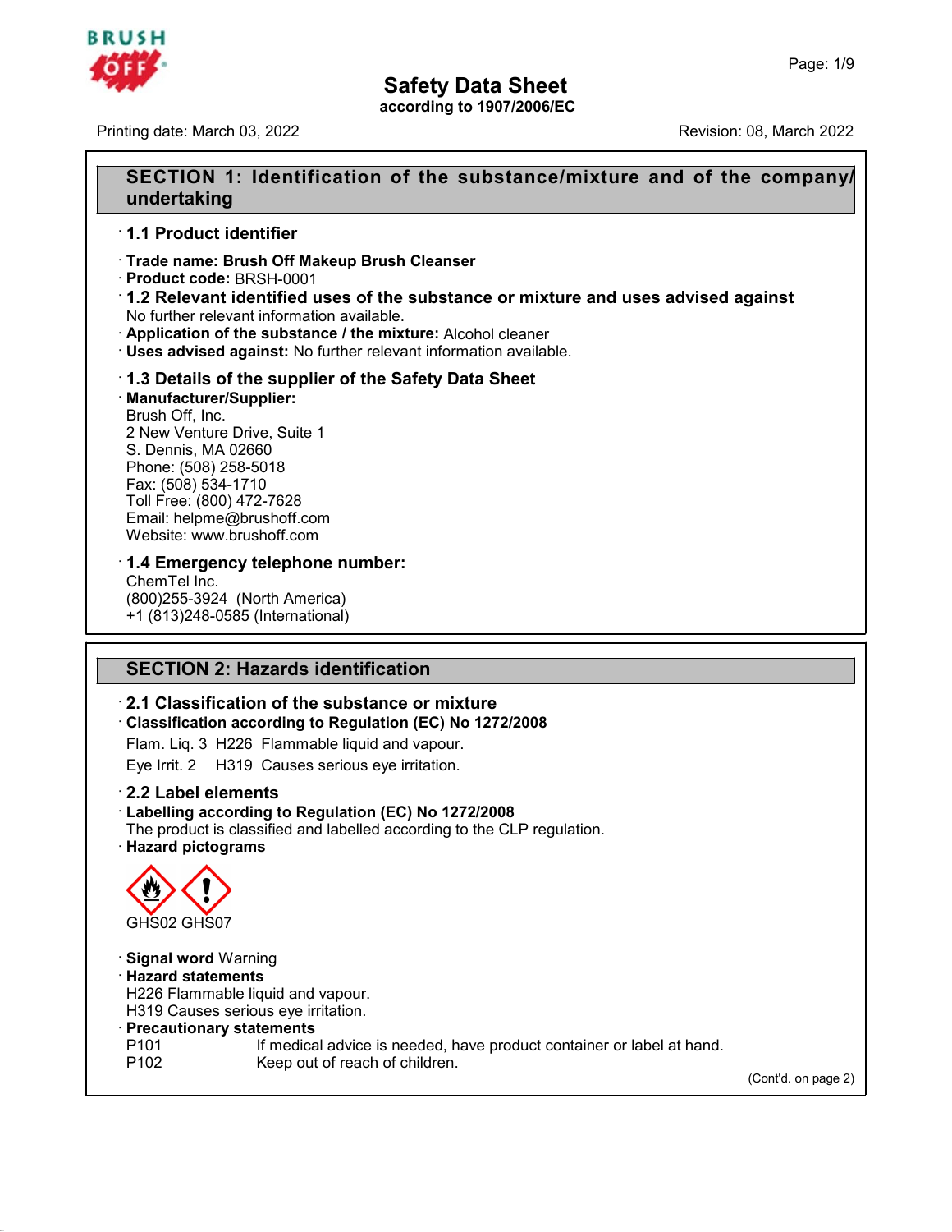# Safety Data Sheet
according to 1907/2006/EC

Printing date: March 03, 2022

Revision: 08, March 2022

## SECTION 1: Identification of the substance/mixture and of the company/undertaking

### · 1.1 Product identifier

· **Trade name: Brush Off Makeup Brush Cleanser**
· **Product code:** BRSH-0001
· **1.2 Relevant identified uses of the substance or mixture and uses advised against**
No further relevant information available.
· **Application of the substance / the mixture:** Alcohol cleaner
· **Uses advised against:** No further relevant information available.

### · 1.3 Details of the supplier of the Safety Data Sheet

· **Manufacturer/Supplier:**
Brush Off, Inc.
2 New Venture Drive, Suite 1
S. Dennis, MA 02660
Phone: (508) 258-5018
Fax: (508) 534-1710
Toll Free: (800) 472-7628
Email: helpme@brushoff.com
Website: www.brushoff.com

### · 1.4 Emergency telephone number:

ChemTel Inc.
(800)255-3924 (North America)
+1 (813)248-0585 (International)

## SECTION 2: Hazards identification

### · 2.1 Classification of the substance or mixture

· **Classification according to Regulation (EC) No 1272/2008**

Flam. Liq. 3 H226 Flammable liquid and vapour.

Eye Irrit. 2 H319 Causes serious eye irritation.

### · 2.2 Label elements

· **Labelling according to Regulation (EC) No 1272/2008**
The product is classified and labelled according to the CLP regulation.
· **Hazard pictograms**

GHS02 GHS07

· **Signal word** Warning
· **Hazard statements**
H226 Flammable liquid and vapour.
H319 Causes serious eye irritation.
· **Precautionary statements**

| | |
|---|---|
| P101 | If medical advice is needed, have product container or label at hand. |
| P102 | Keep out of reach of children. |

(Cont'd. on page 2)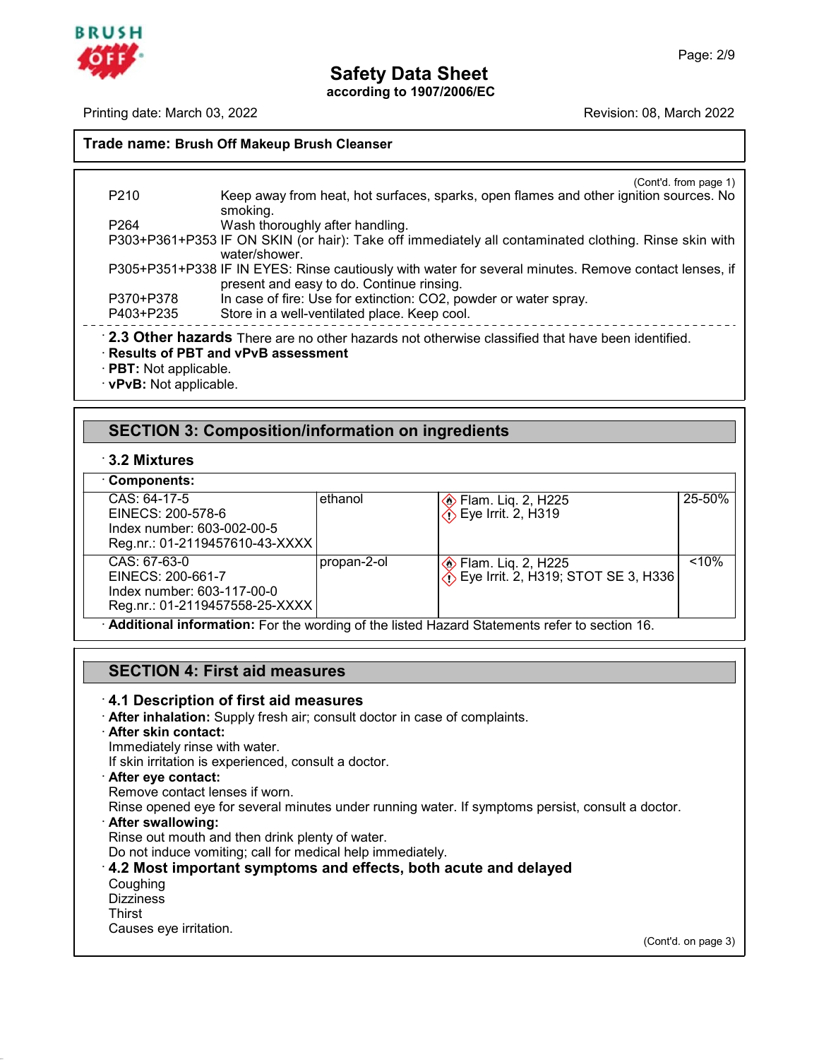(Cont'd. from page 1)

| | |
|---|---|
| P210 | Keep away from heat, hot surfaces, sparks, open flames and other ignition sources. No smoking. |
| P264 | Wash thoroughly after handling. |
| P303+P361+P353 | IF ON SKIN (or hair): Take off immediately all contaminated clothing. Rinse skin with water/shower. |
| P305+P351+P338 | IF IN EYES: Rinse cautiously with water for several minutes. Remove contact lenses, if present and easy to do. Continue rinsing. |
| P370+P378 | In case of fire: Use for extinction: $CO_2$, powder or water spray. |
| P403+P235 | Store in a well-ventilated place. Keep cool. |

· **2.3 Other hazards** There are no other hazards not otherwise classified that have been identified.
· **Results of PBT and vPvB assessment**
· **PBT:** Not applicable.
· **vPvB:** Not applicable.

## SECTION 3: Composition/information on ingredients

· **3.2 Mixtures**

· **Components:**

| Identifiers | Name | Classification | Concentration |
|---|---|---|---|
| CAS: 64-17-5<br>EINECS: 200-578-6<br>Index number: 603-002-00-5<br>Reg.nr.: 01-2119457610-43-XXXX | ethanol | Flam. Liq. 2, H225<br>Eye Irrit. 2, H319 | 25-50% |
| CAS: 67-63-0<br>EINECS: 200-661-7<br>Index number: 603-117-00-0<br>Reg.nr.: 01-2119457558-25-XXXX | propan-2-ol | Flam. Liq. 2, H225<br>Eye Irrit. 2, H319; STOT SE 3, H336 | <10% |

· **Additional information:** For the wording of the listed Hazard Statements refer to section 16.

## SECTION 4: First aid measures

· **4.1 Description of first aid measures**
· **After inhalation:** Supply fresh air; consult doctor in case of complaints.
· **After skin contact:**
Immediately rinse with water.
If skin irritation is experienced, consult a doctor.
· **After eye contact:**
Remove contact lenses if worn.
Rinse opened eye for several minutes under running water. If symptoms persist, consult a doctor.
· **After swallowing:**
Rinse out mouth and then drink plenty of water.
Do not induce vomiting; call for medical help immediately.
· **4.2 Most important symptoms and effects, both acute and delayed**
Coughing
Dizziness
Thirst
Causes eye irritation.

(Cont'd. on page 3)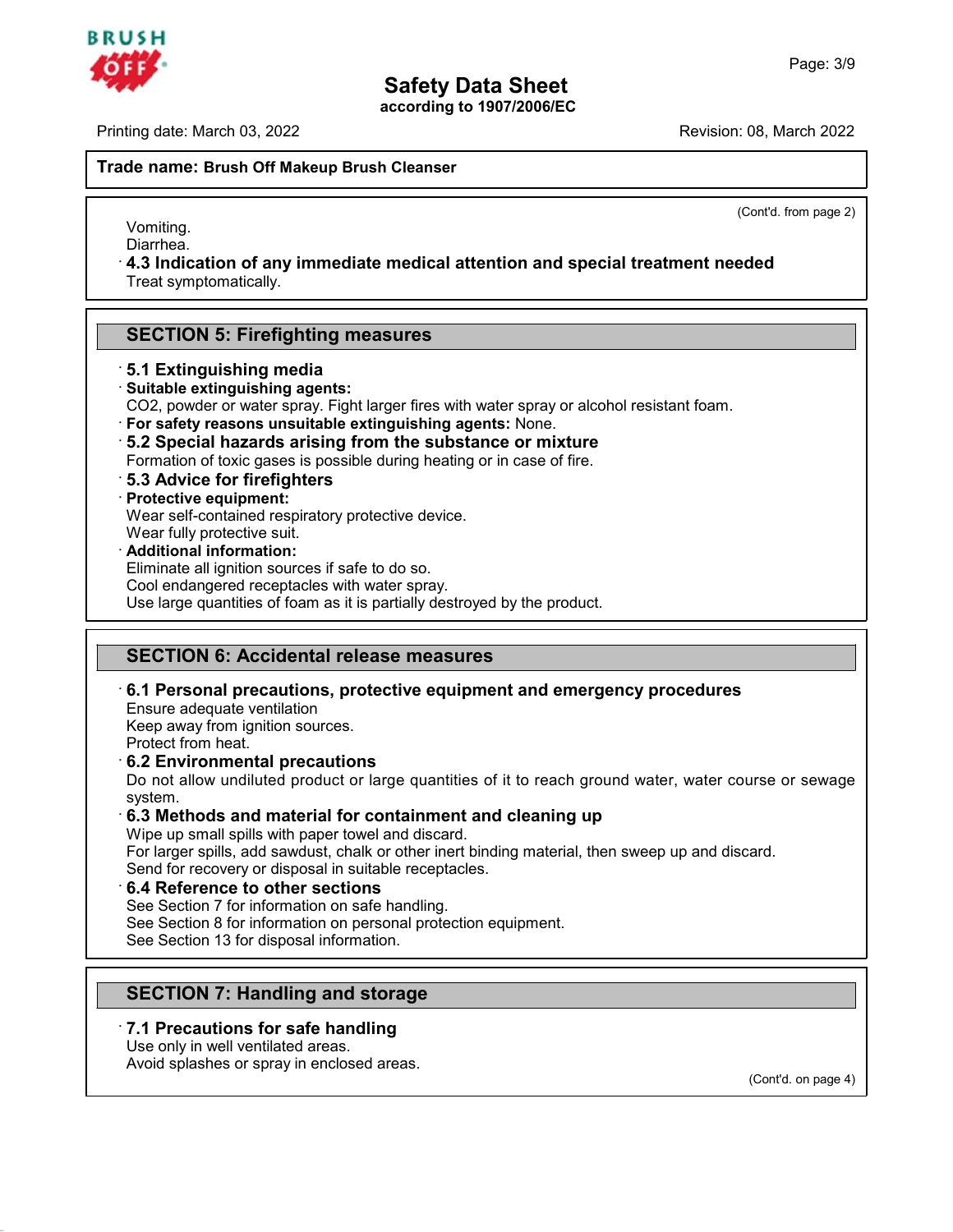**Trade name: Brush Off Makeup Brush Cleanser**

(Cont'd. from page 2)

Vomiting.
Diarrhea.

· **4.3 Indication of any immediate medical attention and special treatment needed**
Treat symptomatically.

## SECTION 5: Firefighting measures

· **5.1 Extinguishing media**
· **Suitable extinguishing agents:**
$CO_2$, powder or water spray. Fight larger fires with water spray or alcohol resistant foam.
· **For safety reasons unsuitable extinguishing agents:** None.
· **5.2 Special hazards arising from the substance or mixture**
Formation of toxic gases is possible during heating or in case of fire.
· **5.3 Advice for firefighters**
· **Protective equipment:**
Wear self-contained respiratory protective device.
Wear fully protective suit.
· **Additional information:**
Eliminate all ignition sources if safe to do so.
Cool endangered receptacles with water spray.
Use large quantities of foam as it is partially destroyed by the product.

## SECTION 6: Accidental release measures

· **6.1 Personal precautions, protective equipment and emergency procedures**
Ensure adequate ventilation
Keep away from ignition sources.
Protect from heat.
· **6.2 Environmental precautions**
Do not allow undiluted product or large quantities of it to reach ground water, water course or sewage system.
· **6.3 Methods and material for containment and cleaning up**
Wipe up small spills with paper towel and discard.
For larger spills, add sawdust, chalk or other inert binding material, then sweep up and discard.
Send for recovery or disposal in suitable receptacles.
· **6.4 Reference to other sections**
See Section 7 for information on safe handling.
See Section 8 for information on personal protection equipment.
See Section 13 for disposal information.

## SECTION 7: Handling and storage

· **7.1 Precautions for safe handling**
Use only in well ventilated areas.
Avoid splashes or spray in enclosed areas.

(Cont'd. on page 4)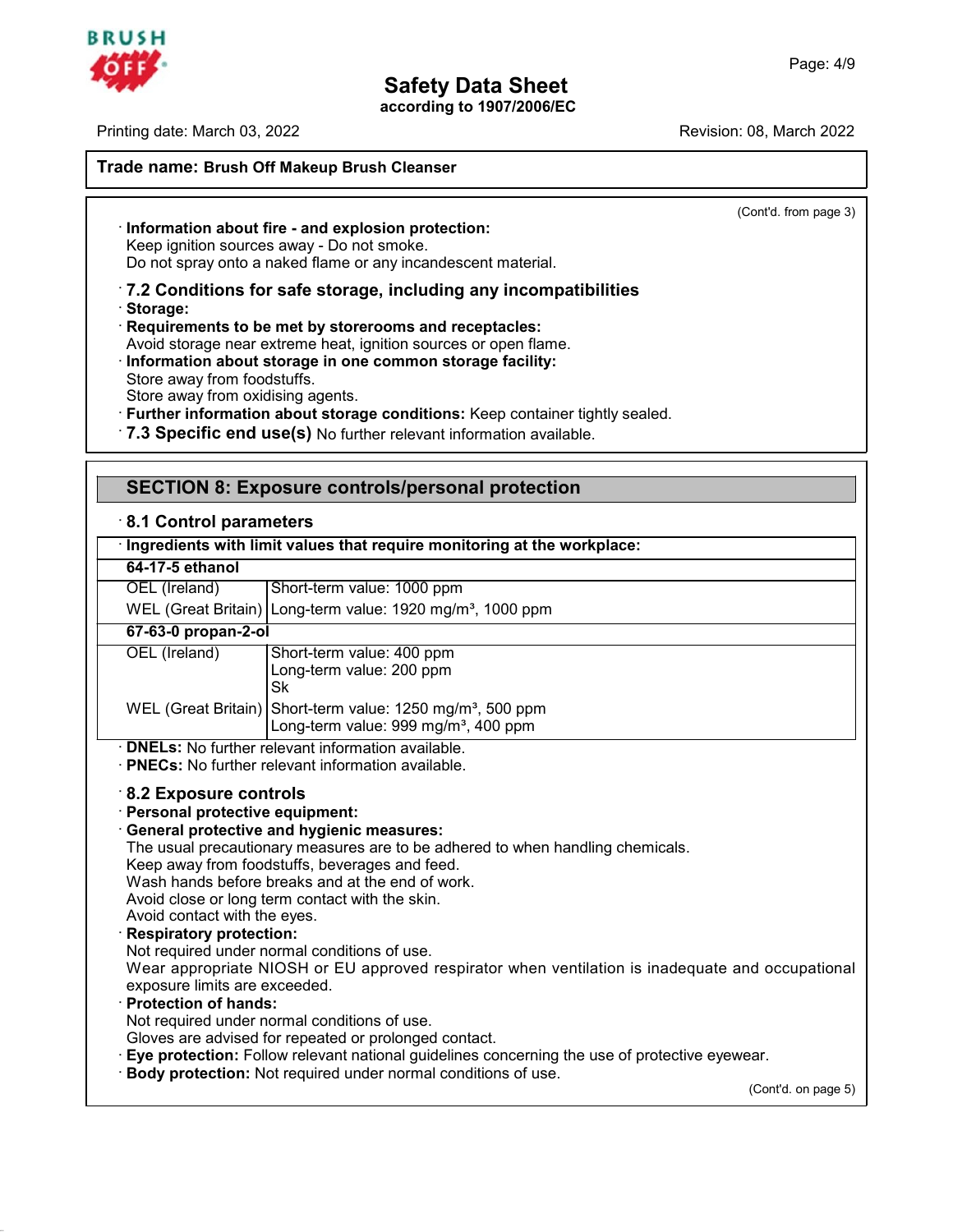**Trade name: Brush Off Makeup Brush Cleanser**

(Cont'd. from page 3)

· **Information about fire - and explosion protection:**
Keep ignition sources away - Do not smoke.
Do not spray onto a naked flame or any incandescent material.

· **7.2 Conditions for safe storage, including any incompatibilities**

· **Storage:**

· **Requirements to be met by storerooms and receptacles:**
Avoid storage near extreme heat, ignition sources or open flame.

· **Information about storage in one common storage facility:**
Store away from foodstuffs.
Store away from oxidising agents.

· **Further information about storage conditions:** Keep container tightly sealed.

· **7.3 Specific end use(s)** No further relevant information available.

## SECTION 8: Exposure controls/personal protection

· **8.1 Control parameters**

| · **Ingredients with limit values that require monitoring at the workplace:** | |
|---|---|
| **64-17-5 ethanol** | |
| OEL (Ireland) | Short-term value: 1000 ppm |
| WEL (Great Britain) | Long-term value: 1920 mg/m³, 1000 ppm |
| **67-63-0 propan-2-ol** | |
| OEL (Ireland) | Short-term value: 400 ppm<br>Long-term value: 200 ppm<br>Sk |
| WEL (Great Britain) | Short-term value: 1250 mg/m³, 500 ppm<br>Long-term value: 999 mg/m³, 400 ppm |

· **DNELs:** No further relevant information available.

· **PNECs:** No further relevant information available.

· **8.2 Exposure controls**

· **Personal protective equipment:**

· **General protective and hygienic measures:**
The usual precautionary measures are to be adhered to when handling chemicals.
Keep away from foodstuffs, beverages and feed.
Wash hands before breaks and at the end of work.
Avoid close or long term contact with the skin.
Avoid contact with the eyes.

· **Respiratory protection:**
Not required under normal conditions of use.
Wear appropriate NIOSH or EU approved respirator when ventilation is inadequate and occupational exposure limits are exceeded.

· **Protection of hands:**
Not required under normal conditions of use.
Gloves are advised for repeated or prolonged contact.

· **Eye protection:** Follow relevant national guidelines concerning the use of protective eyewear.

· **Body protection:** Not required under normal conditions of use.

(Cont'd. on page 5)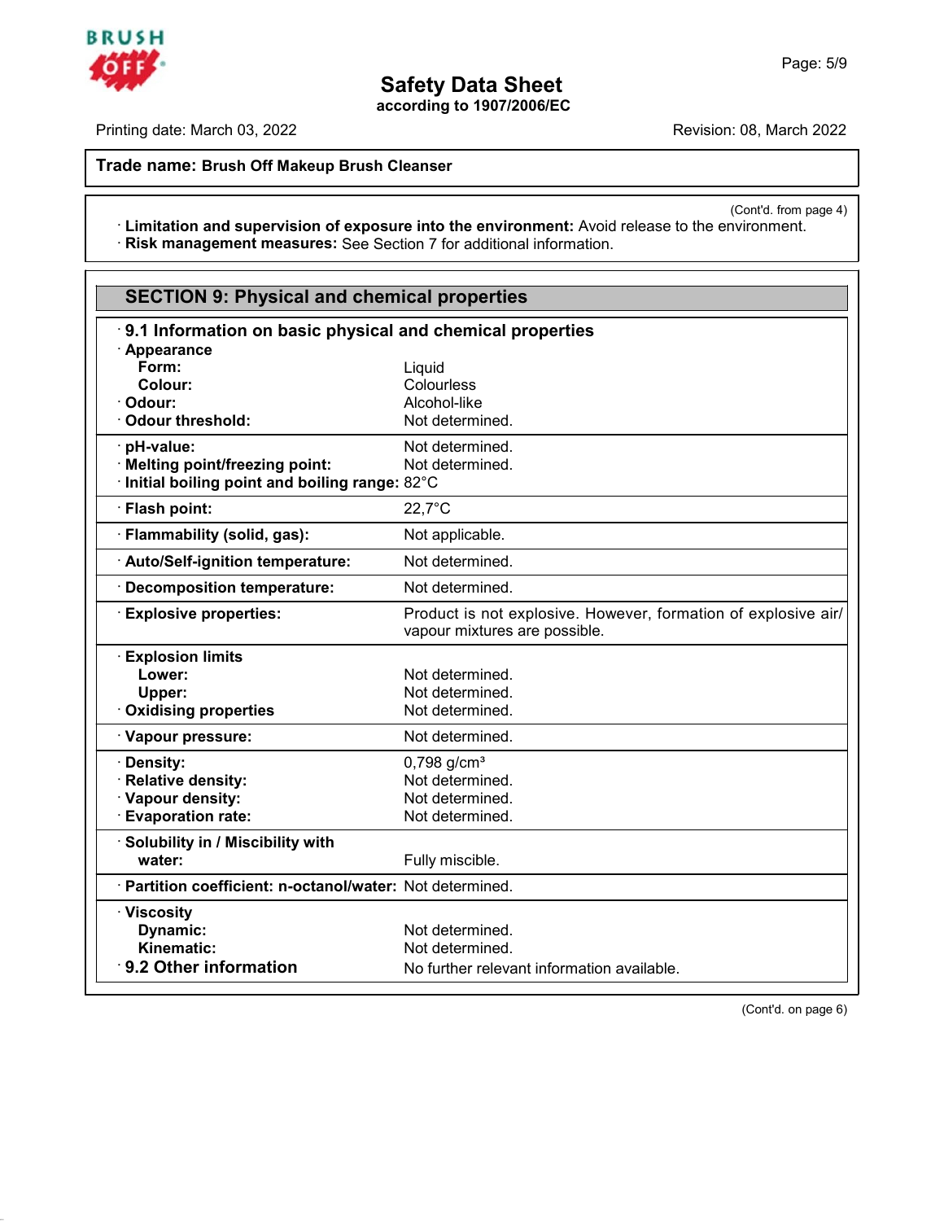**Trade name: Brush Off Makeup Brush Cleanser**

(Cont'd. from page 4)

· **Limitation and supervision of exposure into the environment:** Avoid release to the environment.
· **Risk management measures:** See Section 7 for additional information.

## SECTION 9: Physical and chemical properties

### · 9.1 Information on basic physical and chemical properties

| Property | Value |
|---|---|
| · **Appearance** | |
| **Form:** | Liquid |
| **Colour:** | Colourless |
| · **Odour:** | Alcohol-like |
| · **Odour threshold:** | Not determined. |
| · **pH-value:** | Not determined. |
| · **Melting point/freezing point:** | Not determined. |
| · **Initial boiling point and boiling range:** | 82°C |
| · **Flash point:** | 22,7°C |
| · **Flammability (solid, gas):** | Not applicable. |
| · **Auto/Self-ignition temperature:** | Not determined. |
| · **Decomposition temperature:** | Not determined. |
| · **Explosive properties:** | Product is not explosive. However, formation of explosive air/vapour mixtures are possible. |
| · **Explosion limits** | |
| **Lower:** | Not determined. |
| **Upper:** | Not determined. |
| · **Oxidising properties** | Not determined. |
| · **Vapour pressure:** | Not determined. |
| · **Density:** | 0,798 g/cm³ |
| · **Relative density:** | Not determined. |
| · **Vapour density:** | Not determined. |
| · **Evaporation rate:** | Not determined. |
| · **Solubility in / Miscibility with water:** | Fully miscible. |
| · **Partition coefficient: n-octanol/water:** | Not determined. |
| · **Viscosity** | |
| **Dynamic:** | Not determined. |
| **Kinematic:** | Not determined. |
| · **9.2 Other information** | No further relevant information available. |

(Cont'd. on page 6)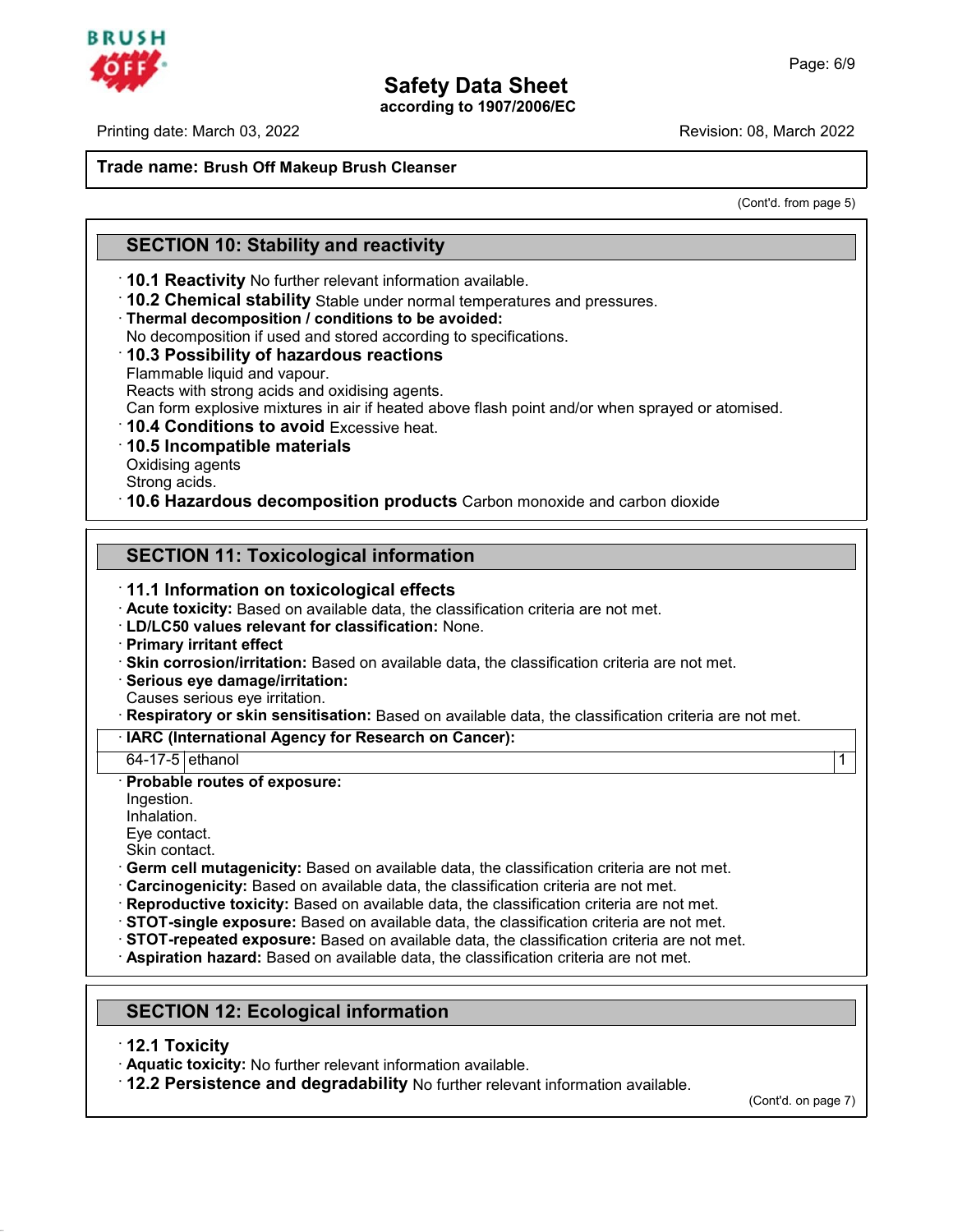# Safety Data Sheet

according to 1907/2006/EC

Printing date: March 03, 2022 | Revision: 08, March 2022

**Trade name: Brush Off Makeup Brush Cleanser**

(Cont'd. from page 5)

## SECTION 10: Stability and reactivity

- **10.1 Reactivity** No further relevant information available.
- **10.2 Chemical stability** Stable under normal temperatures and pressures.
- **Thermal decomposition / conditions to be avoided:**
  No decomposition if used and stored according to specifications.
- **10.3 Possibility of hazardous reactions**
  Flammable liquid and vapour.
  Reacts with strong acids and oxidising agents.
  Can form explosive mixtures in air if heated above flash point and/or when sprayed or atomised.
- **10.4 Conditions to avoid** Excessive heat.
- **10.5 Incompatible materials**
  Oxidising agents
  Strong acids.
- **10.6 Hazardous decomposition products** Carbon monoxide and carbon dioxide

## SECTION 11: Toxicological information

- **11.1 Information on toxicological effects**
- **Acute toxicity:** Based on available data, the classification criteria are not met.
- **LD/LC50 values relevant for classification:** None.
- **Primary irritant effect**
- **Skin corrosion/irritation:** Based on available data, the classification criteria are not met.
- **Serious eye damage/irritation:**
  Causes serious eye irritation.
- **Respiratory or skin sensitisation:** Based on available data, the classification criteria are not met.

| IARC (International Agency for Research on Cancer): | | |
|---|---|---|
| 64-17-5 | ethanol | 1 |

- **Probable routes of exposure:**
  Ingestion.
  Inhalation.
  Eye contact.
  Skin contact.
- **Germ cell mutagenicity:** Based on available data, the classification criteria are not met.
- **Carcinogenicity:** Based on available data, the classification criteria are not met.
- **Reproductive toxicity:** Based on available data, the classification criteria are not met.
- **STOT-single exposure:** Based on available data, the classification criteria are not met.
- **STOT-repeated exposure:** Based on available data, the classification criteria are not met.
- **Aspiration hazard:** Based on available data, the classification criteria are not met.

## SECTION 12: Ecological information

- **12.1 Toxicity**
- **Aquatic toxicity:** No further relevant information available.
- **12.2 Persistence and degradability** No further relevant information available.

(Cont'd. on page 7)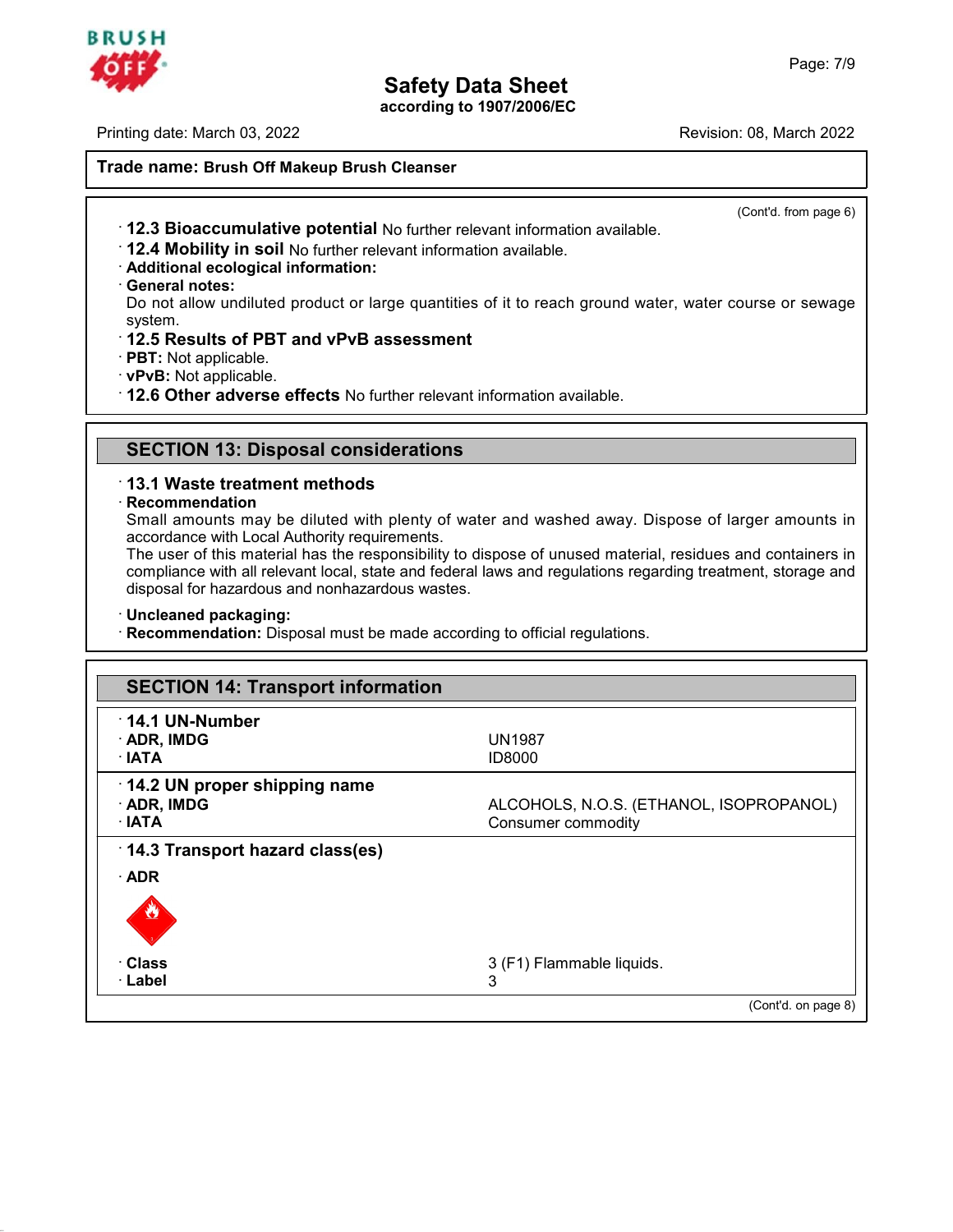**Trade name: Brush Off Makeup Brush Cleanser**

(Cont'd. from page 6)

- **12.3 Bioaccumulative potential** No further relevant information available.
- **12.4 Mobility in soil** No further relevant information available.
- **Additional ecological information:**
- **General notes:**
  Do not allow undiluted product or large quantities of it to reach ground water, water course or sewage system.
- **12.5 Results of PBT and vPvB assessment**
- **PBT:** Not applicable.
- **vPvB:** Not applicable.
- **12.6 Other adverse effects** No further relevant information available.

## SECTION 13: Disposal considerations

- **13.1 Waste treatment methods**
- **Recommendation**
  Small amounts may be diluted with plenty of water and washed away. Dispose of larger amounts in accordance with Local Authority requirements.
  The user of this material has the responsibility to dispose of unused material, residues and containers in compliance with all relevant local, state and federal laws and regulations regarding treatment, storage and disposal for hazardous and nonhazardous wastes.

- **Uncleaned packaging:**
- **Recommendation:** Disposal must be made according to official regulations.

## SECTION 14: Transport information

| | |
|---|---|
| **14.1 UN-Number** | |
| **ADR, IMDG** | UN1987 |
| **IATA** | ID8000 |
| **14.2 UN proper shipping name** | |
| **ADR, IMDG** | ALCOHOLS, N.O.S. (ETHANOL, ISOPROPANOL) |
| **IATA** | Consumer commodity |
| **14.3 Transport hazard class(es)** | |
| **ADR** | |
| **Class** | 3 (F1) Flammable liquids. |
| **Label** | 3 |

(Cont'd. on page 8)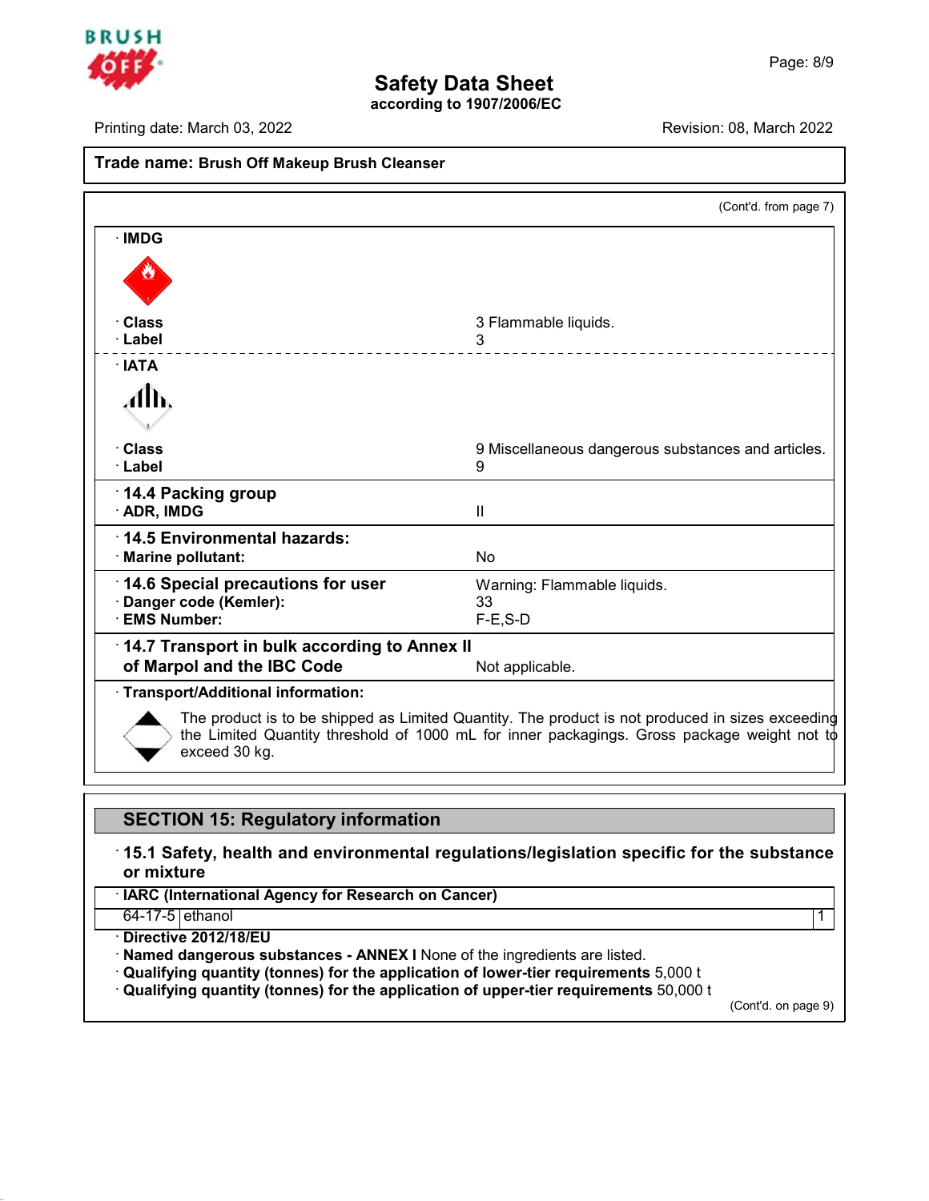**Trade name: Brush Off Makeup Brush Cleanser**

(Cont'd. from page 7)

· **IMDG**

· **Class** 3 Flammable liquids.
· **Label** 3

· **IATA**

· **Class** 9 Miscellaneous dangerous substances and articles.
· **Label** 9

· **14.4 Packing group**
· **ADR, IMDG** II

· **14.5 Environmental hazards:**
· **Marine pollutant:** No

· **14.6 Special precautions for user** Warning: Flammable liquids.
· **Danger code (Kemler):** 33
· **EMS Number:** F-E,S-D

· **14.7 Transport in bulk according to Annex II of Marpol and the IBC Code** Not applicable.

· **Transport/Additional information:**

The product is to be shipped as Limited Quantity. The product is not produced in sizes exceeding the Limited Quantity threshold of 1000 mL for inner packagings. Gross package weight not to exceed 30 kg.

## SECTION 15: Regulatory information

· **15.1 Safety, health and environmental regulations/legislation specific for the substance or mixture**

· **IARC (International Agency for Research on Cancer)**

| | | |
|---|---|---|
| 64-17-5 | ethanol | 1 |

· **Directive 2012/18/EU**
· **Named dangerous substances - ANNEX I** None of the ingredients are listed.
· **Qualifying quantity (tonnes) for the application of lower-tier requirements** 5,000 t
· **Qualifying quantity (tonnes) for the application of upper-tier requirements** 50,000 t

(Cont'd. on page 9)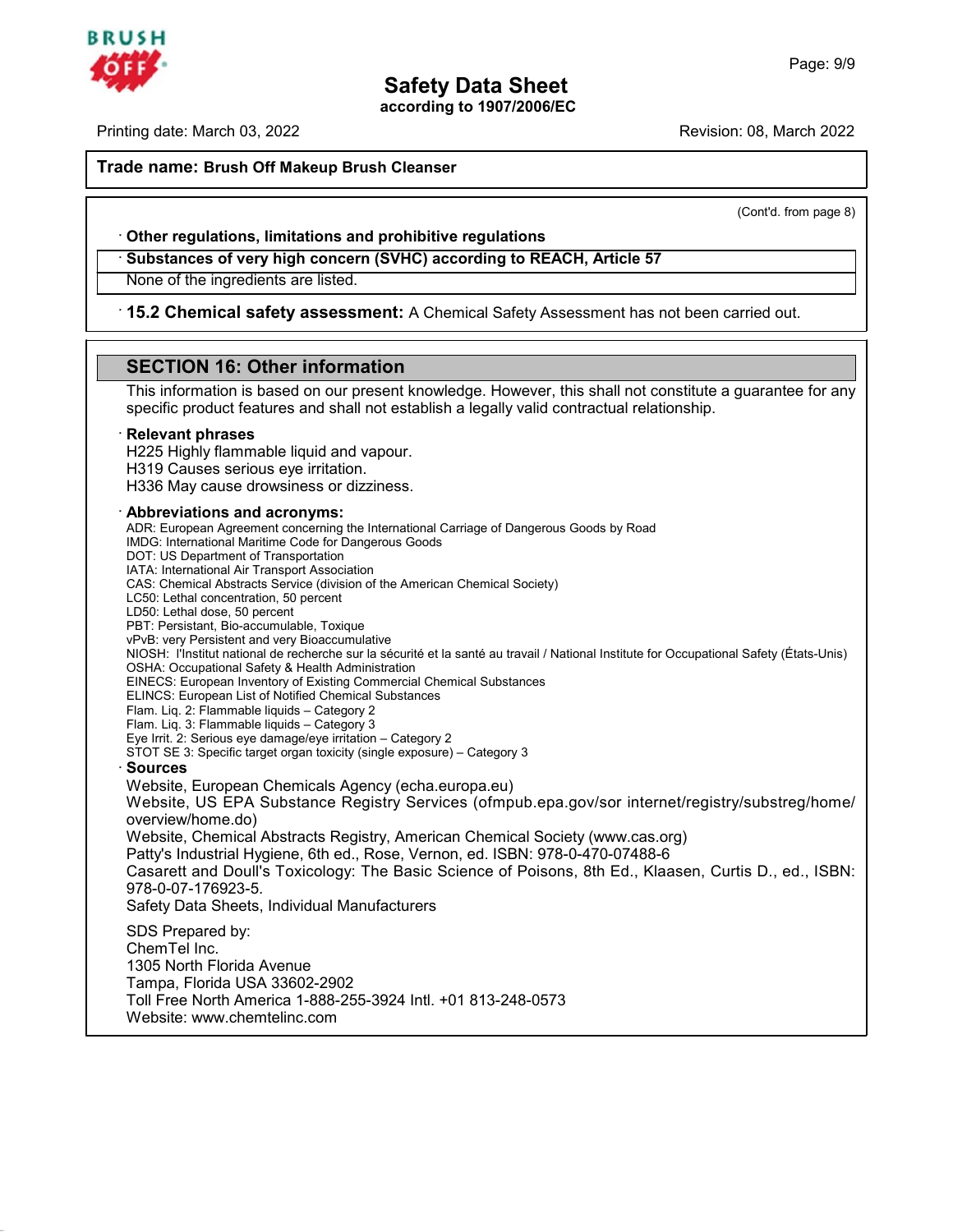Trade name: **Brush Off Makeup Brush Cleanser**

(Cont'd. from page 8)

· **Other regulations, limitations and prohibitive regulations**

· **Substances of very high concern (SVHC) according to REACH, Article 57**

None of the ingredients are listed.

· **15.2 Chemical safety assessment:** A Chemical Safety Assessment has not been carried out.

## SECTION 16: Other information

This information is based on our present knowledge. However, this shall not constitute a guarantee for any specific product features and shall not establish a legally valid contractual relationship.

· **Relevant phrases**

H225 Highly flammable liquid and vapour.
H319 Causes serious eye irritation.
H336 May cause drowsiness or dizziness.

· **Abbreviations and acronyms:**

ADR: European Agreement concerning the International Carriage of Dangerous Goods by Road
IMDG: International Maritime Code for Dangerous Goods
DOT: US Department of Transportation
IATA: International Air Transport Association
CAS: Chemical Abstracts Service (division of the American Chemical Society)
LC50: Lethal concentration, 50 percent
LD50: Lethal dose, 50 percent
PBT: Persistant, Bio-accumulable, Toxique
vPvB: very Persistent and very Bioaccumulative
NIOSH: l'Institut national de recherche sur la sécurité et la santé au travail / National Institute for Occupational Safety (États-Unis)
OSHA: Occupational Safety & Health Administration
EINECS: European Inventory of Existing Commercial Chemical Substances
ELINCS: European List of Notified Chemical Substances
Flam. Liq. 2: Flammable liquids – Category 2
Flam. Liq. 3: Flammable liquids – Category 3
Eye Irrit. 2: Serious eye damage/eye irritation – Category 2
STOT SE 3: Specific target organ toxicity (single exposure) – Category 3

· **Sources**

Website, European Chemicals Agency (echa.europa.eu)
Website, US EPA Substance Registry Services (ofmpub.epa.gov/sor internet/registry/substreg/home/overview/home.do)
Website, Chemical Abstracts Registry, American Chemical Society (www.cas.org)
Patty's Industrial Hygiene, 6th ed., Rose, Vernon, ed. ISBN: 978-0-470-07488-6
Casarett and Doull's Toxicology: The Basic Science of Poisons, 8th Ed., Klaasen, Curtis D., ed., ISBN: 978-0-07-176923-5.
Safety Data Sheets, Individual Manufacturers

SDS Prepared by:
ChemTel Inc.
1305 North Florida Avenue
Tampa, Florida USA 33602-2902
Toll Free North America 1-888-255-3924 Intl. +01 813-248-0573
Website: www.chemtelinc.com